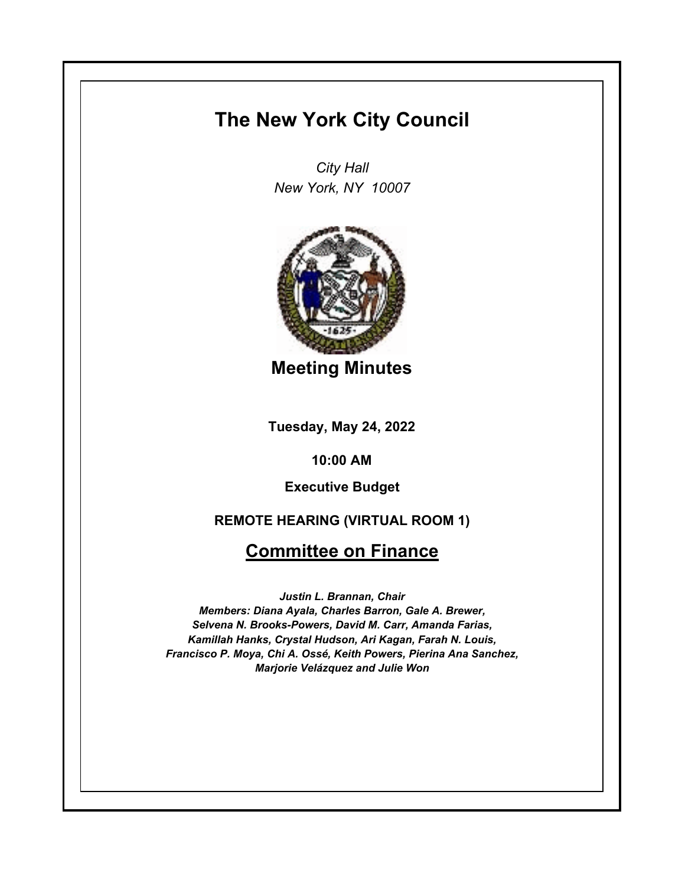# The New York City Council

*City Hall*
*New York, NY 10007*

## Meeting Minutes

**Tuesday, May 24, 2022**

**10:00 AM**

**Executive Budget**

**REMOTE HEARING (VIRTUAL ROOM 1)**

## Committee on Finance

***Justin L. Brannan, Chair***
***Members: Diana Ayala, Charles Barron, Gale A. Brewer, Selvena N. Brooks-Powers, David M. Carr, Amanda Farias, Kamillah Hanks, Crystal Hudson, Ari Kagan, Farah N. Louis, Francisco P. Moya, Chi A. Ossé, Keith Powers, Pierina Ana Sanchez, Marjorie Velázquez and Julie Won***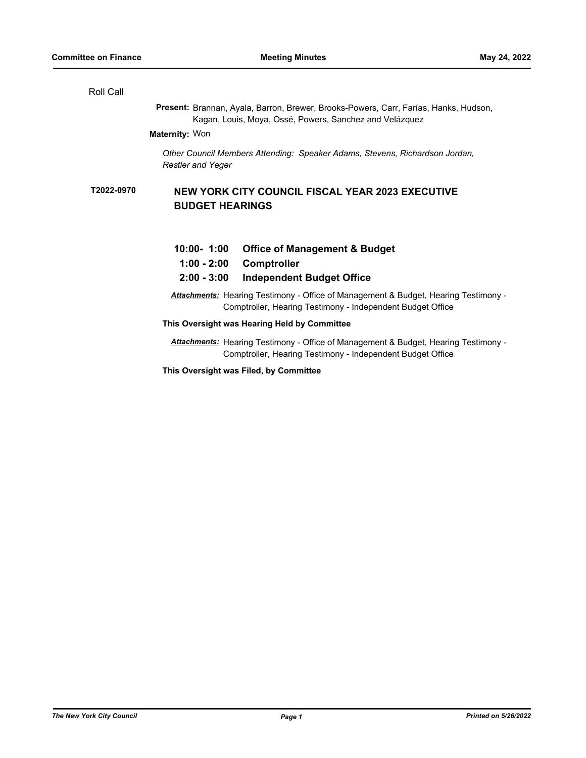Roll Call

**Present:** Brannan, Ayala, Barron, Brewer, Brooks-Powers, Carr, Farías, Hanks, Hudson, Kagan, Louis, Moya, Ossé, Powers, Sanchez and Velázquez

**Maternity:** Won

*Other Council Members Attending: Speaker Adams, Stevens, Richardson Jordan, Restler and Yeger*

**T2022-0970**

## NEW YORK CITY COUNCIL FISCAL YEAR 2023 EXECUTIVE BUDGET HEARINGS

| | |
|---|---|
| **10:00- 1:00** | **Office of Management & Budget** |
| **1:00 - 2:00** | **Comptroller** |
| **2:00 - 3:00** | **Independent Budget Office** |

***Attachments:*** Hearing Testimony - Office of Management & Budget, Hearing Testimony - Comptroller, Hearing Testimony - Independent Budget Office

**This Oversight was Hearing Held by Committee**

***Attachments:*** Hearing Testimony - Office of Management & Budget, Hearing Testimony - Comptroller, Hearing Testimony - Independent Budget Office

**This Oversight was Filed, by Committee**